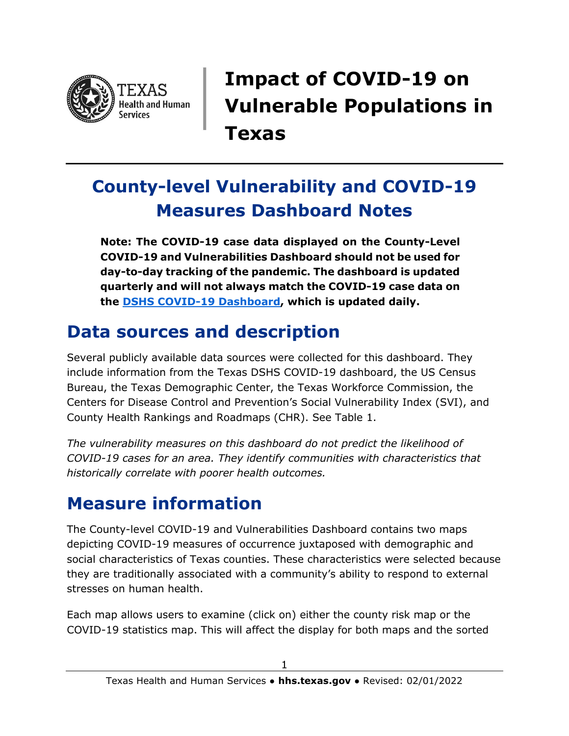# Impact of COVID-19 on Vulnerable Populations in Texas

## County-level Vulnerability and COVID-19 Measures Dashboard Notes

**Note: The COVID-19 case data displayed on the County-Level COVID-19 and Vulnerabilities Dashboard should not be used for day-to-day tracking of the pandemic. The dashboard is updated quarterly and will not always match the COVID-19 case data on the [DSHS COVID-19 Dashboard](), which is updated daily.**

## Data sources and description

Several publicly available data sources were collected for this dashboard. They include information from the Texas DSHS COVID-19 dashboard, the US Census Bureau, the Texas Demographic Center, the Texas Workforce Commission, the Centers for Disease Control and Prevention's Social Vulnerability Index (SVI), and County Health Rankings and Roadmaps (CHR). See Table 1.

*The vulnerability measures on this dashboard do not predict the likelihood of COVID-19 cases for an area. They identify communities with characteristics that historically correlate with poorer health outcomes.*

## Measure information

The County-level COVID-19 and Vulnerabilities Dashboard contains two maps depicting COVID-19 measures of occurrence juxtaposed with demographic and social characteristics of Texas counties. These characteristics were selected because they are traditionally associated with a community's ability to respond to external stresses on human health.

Each map allows users to examine (click on) either the county risk map or the COVID-19 statistics map. This will affect the display for both maps and the sorted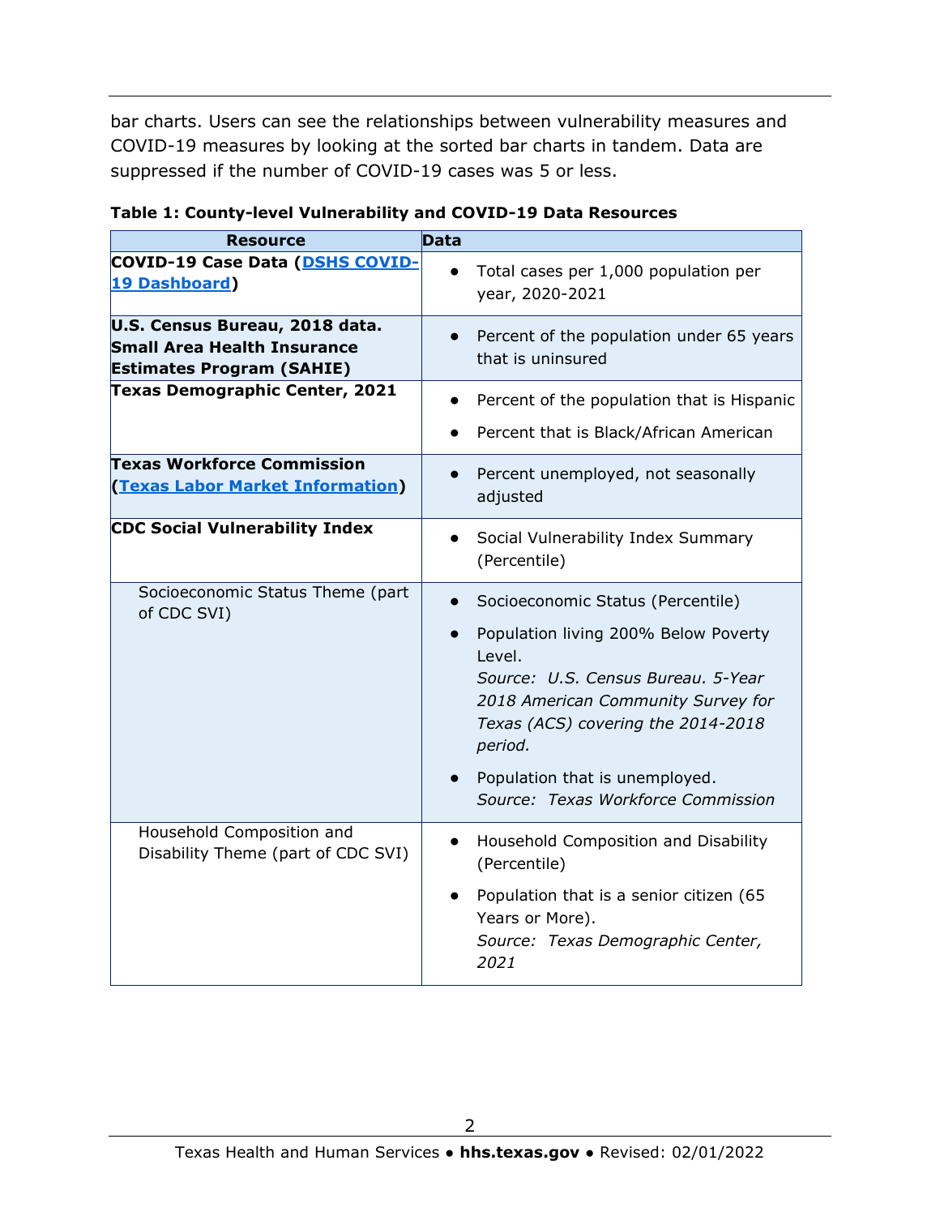bar charts. Users can see the relationships between vulnerability measures and COVID-19 measures by looking at the sorted bar charts in tandem. Data are suppressed if the number of COVID-19 cases was 5 or less.

**Table 1: County-level Vulnerability and COVID-19 Data Resources**

| Resource | Data |
|---|---|
| **COVID-19 Case Data ([DSHS COVID-19 Dashboard](#))** | • Total cases per 1,000 population per year, 2020-2021 |
| **U.S. Census Bureau, 2018 data. Small Area Health Insurance Estimates Program (SAHIE)** | • Percent of the population under 65 years that is uninsured |
| **Texas Demographic Center, 2021** | • Percent of the population that is Hispanic<br>• Percent that is Black/African American |
| **Texas Workforce Commission ([Texas Labor Market Information](#))** | • Percent unemployed, not seasonally adjusted |
| **CDC Social Vulnerability Index** | • Social Vulnerability Index Summary (Percentile) |
| Socioeconomic Status Theme (part of CDC SVI) | • Socioeconomic Status (Percentile)<br>• Population living 200% Below Poverty Level. *Source: U.S. Census Bureau. 5-Year 2018 American Community Survey for Texas (ACS) covering the 2014-2018 period.*<br>• Population that is unemployed. *Source: Texas Workforce Commission* |
| Household Composition and Disability Theme (part of CDC SVI) | • Household Composition and Disability (Percentile)<br>• Population that is a senior citizen (65 Years or More). *Source: Texas Demographic Center, 2021* |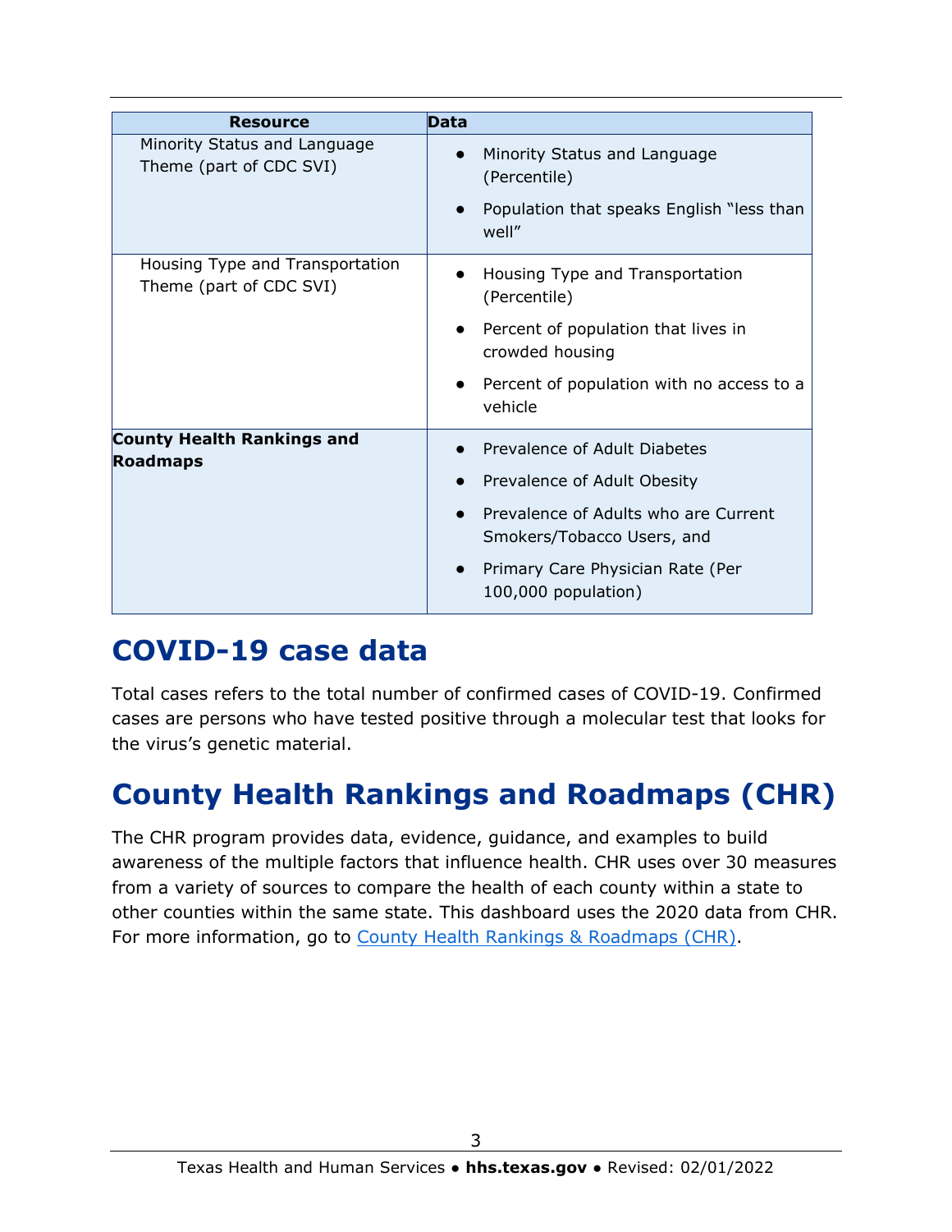| Resource | Data |
| --- | --- |
| Minority Status and Language Theme (part of CDC SVI) | • Minority Status and Language (Percentile)<br>• Population that speaks English “less than well” |
| Housing Type and Transportation Theme (part of CDC SVI) | • Housing Type and Transportation (Percentile)<br>• Percent of population that lives in crowded housing<br>• Percent of population with no access to a vehicle |
| **County Health Rankings and Roadmaps** | • Prevalence of Adult Diabetes<br>• Prevalence of Adult Obesity<br>• Prevalence of Adults who are Current Smokers/Tobacco Users, and<br>• Primary Care Physician Rate (Per 100,000 population) |

# COVID-19 case data

Total cases refers to the total number of confirmed cases of COVID-19. Confirmed cases are persons who have tested positive through a molecular test that looks for the virus’s genetic material.

# County Health Rankings and Roadmaps (CHR)

The CHR program provides data, evidence, guidance, and examples to build awareness of the multiple factors that influence health. CHR uses over 30 measures from a variety of sources to compare the health of each county within a state to other counties within the same state. This dashboard uses the 2020 data from CHR. For more information, go to County Health Rankings & Roadmaps (CHR).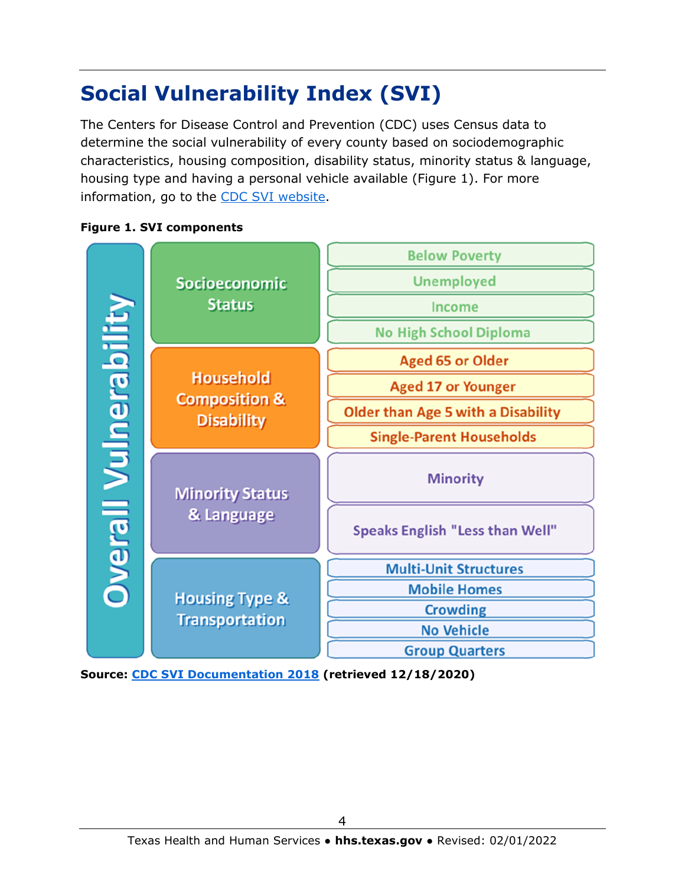# Social Vulnerability Index (SVI)

The Centers for Disease Control and Prevention (CDC) uses Census data to determine the social vulnerability of every county based on sociodemographic characteristics, housing composition, disability status, minority status & language, housing type and having a personal vehicle available (Figure 1). For more information, go to the CDC SVI website.

**Figure 1. SVI components**

Overall Vulnerability

Socioeconomic Status
Below Poverty
Unemployed
Income
No High School Diploma

Household Composition & Disability
Aged 65 or Older
Aged 17 or Younger
Older than Age 5 with a Disability
Single-Parent Households

Minority Status & Language
Minority
Speaks English "Less than Well"

Housing Type & Transportation
Multi-Unit Structures
Mobile Homes
Crowding
No Vehicle
Group Quarters

**Source: CDC SVI Documentation 2018 (retrieved 12/18/2020)**